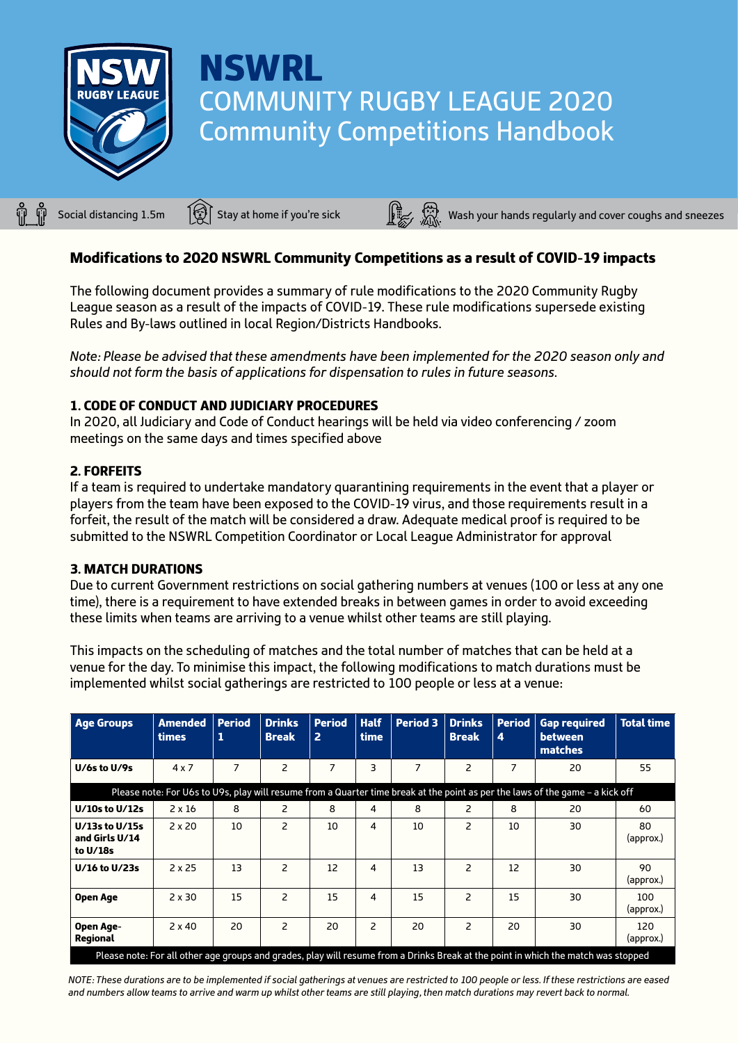# NSWRL

## COMMUNITY RUGBY LEAGUE 2020

## Community Competitions Handbook

Social distancing 1.5m    Stay at home if you're sick    Wash your hands regularly and cover coughs and sneezes

### Modifications to 2020 NSWRL Community Competitions as a result of COVID-19 impacts

The following document provides a summary of rule modifications to the 2020 Community Rugby League season as a result of the impacts of COVID-19. These rule modifications supersede existing Rules and By-laws outlined in local Region/Districts Handbooks.

*Note: Please be advised that these amendments have been implemented for the 2020 season only and should not form the basis of applications for dispensation to rules in future seasons.*

#### 1. CODE OF CONDUCT AND JUDICIARY PROCEDURES

In 2020, all Judiciary and Code of Conduct hearings will be held via video conferencing / zoom meetings on the same days and times specified above

#### 2. FORFEITS

If a team is required to undertake mandatory quarantining requirements in the event that a player or players from the team have been exposed to the COVID-19 virus, and those requirements result in a forfeit, the result of the match will be considered a draw. Adequate medical proof is required to be submitted to the NSWRL Competition Coordinator or Local League Administrator for approval

#### 3. MATCH DURATIONS

Due to current Government restrictions on social gathering numbers at venues (100 or less at any one time), there is a requirement to have extended breaks in between games in order to avoid exceeding these limits when teams are arriving to a venue whilst other teams are still playing.

This impacts on the scheduling of matches and the total number of matches that can be held at a venue for the day. To minimise this impact, the following modifications to match durations must be implemented whilst social gatherings are restricted to 100 people or less at a venue:

| Age Groups | Amended times | Period 1 | Drinks Break | Period 2 | Half time | Period 3 | Drinks Break | Period 4 | Gap required between matches | Total time |
|---|---|---|---|---|---|---|---|---|---|---|
| U/6s to U/9s | 4 x 7 | 7 | 2 | 7 | 3 | 7 | 2 | 7 | 20 | 55 |
| Please note: For U6s to U9s, play will resume from a Quarter time break at the point as per the laws of the game – a kick off | | | | | | | | | | |
| U/10s to U/12s | 2 x 16 | 8 | 2 | 8 | 4 | 8 | 2 | 8 | 20 | 60 |
| U/13s to U/15s and Girls U/14 to U/18s | 2 x 20 | 10 | 2 | 10 | 4 | 10 | 2 | 10 | 30 | 80 (approx.) |
| U/16 to U/23s | 2 x 25 | 13 | 2 | 12 | 4 | 13 | 2 | 12 | 30 | 90 (approx.) |
| Open Age | 2 x 30 | 15 | 2 | 15 | 4 | 15 | 2 | 15 | 30 | 100 (approx.) |
| Open Age-Regional | 2 x 40 | 20 | 2 | 20 | 2 | 20 | 2 | 20 | 30 | 120 (approx.) |
| Please note: For all other age groups and grades, play will resume from a Drinks Break at the point in which the match was stopped | | | | | | | | | | |

*NOTE: These durations are to be implemented if social gatherings at venues are restricted to 100 people or less. If these restrictions are eased and numbers allow teams to arrive and warm up whilst other teams are still playing, then match durations may revert back to normal.*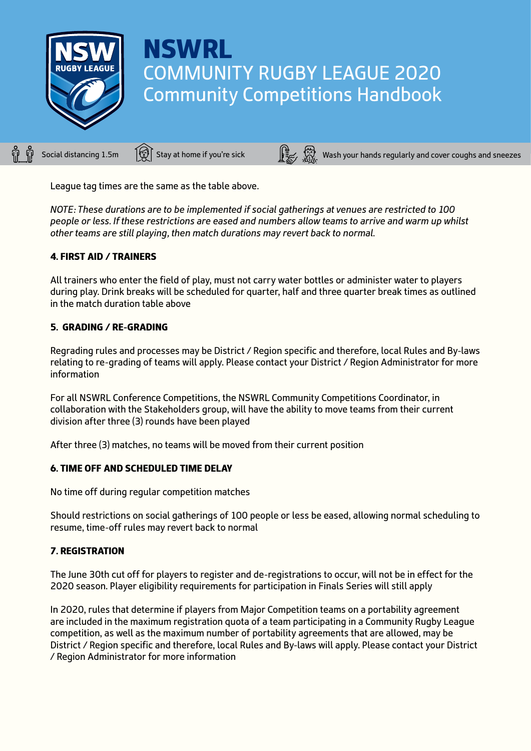League tag times are the same as the table above.

*NOTE: These durations are to be implemented if social gatherings at venues are restricted to 100 people or less. If these restrictions are eased and numbers allow teams to arrive and warm up whilst other teams are still playing, then match durations may revert back to normal.*

### 4. FIRST AID / TRAINERS

All trainers who enter the field of play, must not carry water bottles or administer water to players during play. Drink breaks will be scheduled for quarter, half and three quarter break times as outlined in the match duration table above

### 5. GRADING / RE-GRADING

Regrading rules and processes may be District / Region specific and therefore, local Rules and By-laws relating to re-grading of teams will apply. Please contact your District / Region Administrator for more information

For all NSWRL Conference Competitions, the NSWRL Community Competitions Coordinator, in collaboration with the Stakeholders group, will have the ability to move teams from their current division after three (3) rounds have been played

After three (3) matches, no teams will be moved from their current position

### 6. TIME OFF AND SCHEDULED TIME DELAY

No time off during regular competition matches

Should restrictions on social gatherings of 100 people or less be eased, allowing normal scheduling to resume, time-off rules may revert back to normal

### 7. REGISTRATION

The June 30th cut off for players to register and de-registrations to occur, will not be in effect for the 2020 season. Player eligibility requirements for participation in Finals Series will still apply

In 2020, rules that determine if players from Major Competition teams on a portability agreement are included in the maximum registration quota of a team participating in a Community Rugby League competition, as well as the maximum number of portability agreements that are allowed, may be District / Region specific and therefore, local Rules and By-laws will apply. Please contact your District / Region Administrator for more information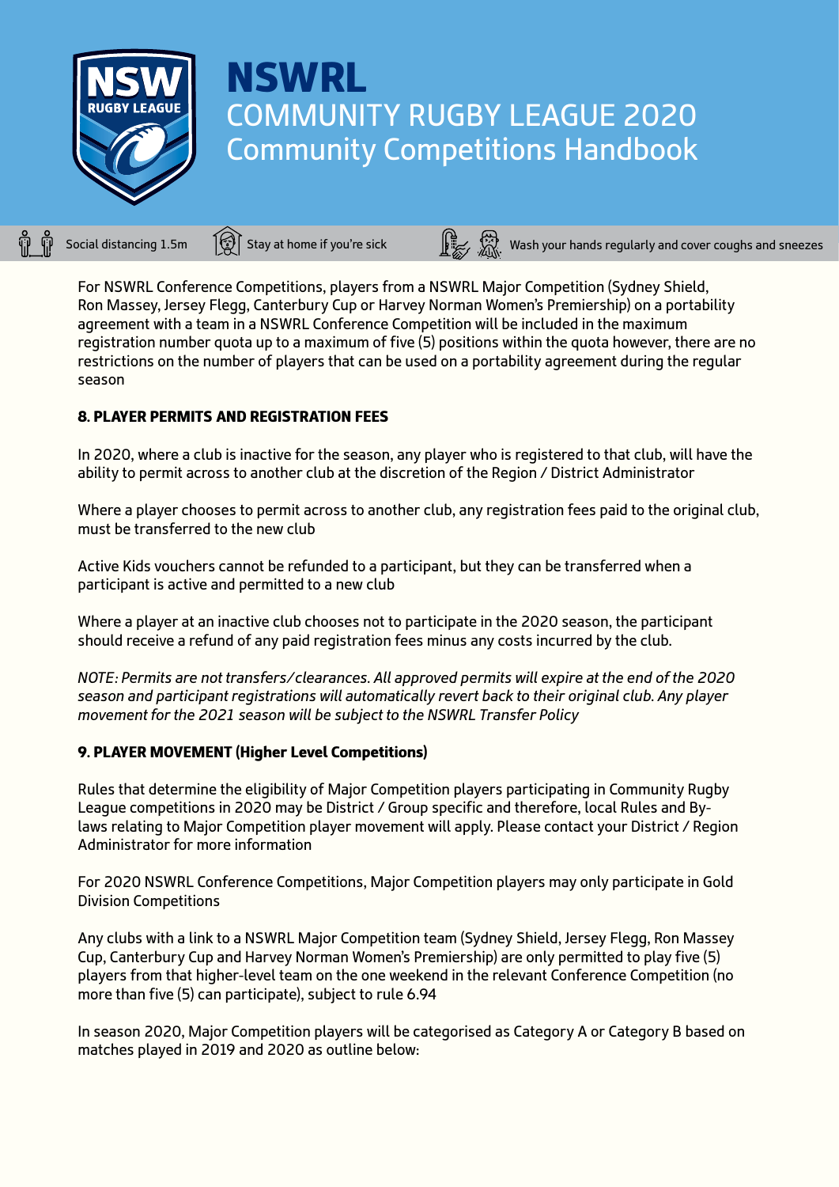For NSWRL Conference Competitions, players from a NSWRL Major Competition (Sydney Shield, Ron Massey, Jersey Flegg, Canterbury Cup or Harvey Norman Women's Premiership) on a portability agreement with a team in a NSWRL Conference Competition will be included in the maximum registration number quota up to a maximum of five (5) positions within the quota however, there are no restrictions on the number of players that can be used on a portability agreement during the regular season

**8. PLAYER PERMITS AND REGISTRATION FEES**

In 2020, where a club is inactive for the season, any player who is registered to that club, will have the ability to permit across to another club at the discretion of the Region / District Administrator

Where a player chooses to permit across to another club, any registration fees paid to the original club, must be transferred to the new club

Active Kids vouchers cannot be refunded to a participant, but they can be transferred when a participant is active and permitted to a new club

Where a player at an inactive club chooses not to participate in the 2020 season, the participant should receive a refund of any paid registration fees minus any costs incurred by the club.

*NOTE: Permits are not transfers/clearances. All approved permits will expire at the end of the 2020 season and participant registrations will automatically revert back to their original club. Any player movement for the 2021 season will be subject to the NSWRL Transfer Policy*

**9. PLAYER MOVEMENT (Higher Level Competitions)**

Rules that determine the eligibility of Major Competition players participating in Community Rugby League competitions in 2020 may be District / Group specific and therefore, local Rules and By-laws relating to Major Competition player movement will apply. Please contact your District / Region Administrator for more information

For 2020 NSWRL Conference Competitions, Major Competition players may only participate in Gold Division Competitions

Any clubs with a link to a NSWRL Major Competition team (Sydney Shield, Jersey Flegg, Ron Massey Cup, Canterbury Cup and Harvey Norman Women's Premiership) are only permitted to play five (5) players from that higher-level team on the one weekend in the relevant Conference Competition (no more than five (5) can participate), subject to rule 6.94

In season 2020, Major Competition players will be categorised as Category A or Category B based on matches played in 2019 and 2020 as outline below: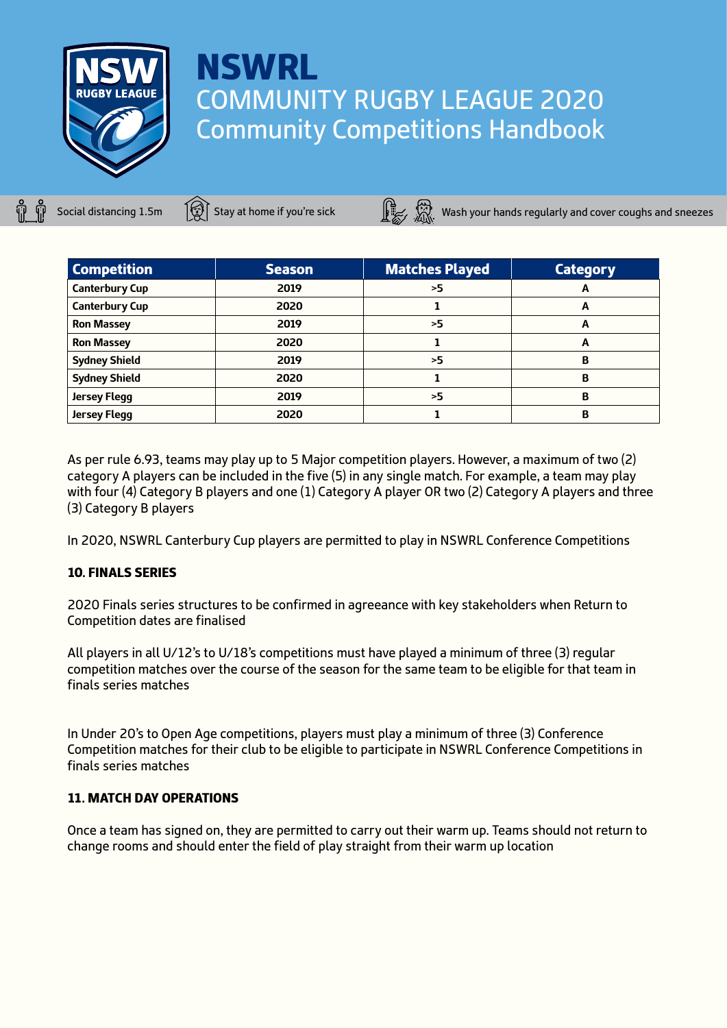| Competition | Season | Matches Played | Category |
|---|---|---|---|
| Canterbury Cup | 2019 | >5 | A |
| Canterbury Cup | 2020 | 1 | A |
| Ron Massey | 2019 | >5 | A |
| Ron Massey | 2020 | 1 | A |
| Sydney Shield | 2019 | >5 | B |
| Sydney Shield | 2020 | 1 | B |
| Jersey Flegg | 2019 | >5 | B |
| Jersey Flegg | 2020 | 1 | B |

As per rule 6.93, teams may play up to 5 Major competition players. However, a maximum of two (2) category A players can be included in the five (5) in any single match. For example, a team may play with four (4) Category B players and one (1) Category A player OR two (2) Category A players and three (3) Category B players

In 2020, NSWRL Canterbury Cup players are permitted to play in NSWRL Conference Competitions

**10. FINALS SERIES**

2020 Finals series structures to be confirmed in agreeance with key stakeholders when Return to Competition dates are finalised

All players in all U/12's to U/18's competitions must have played a minimum of three (3) regular competition matches over the course of the season for the same team to be eligible for that team in finals series matches

In Under 20's to Open Age competitions, players must play a minimum of three (3) Conference Competition matches for their club to be eligible to participate in NSWRL Conference Competitions in finals series matches

**11. MATCH DAY OPERATIONS**

Once a team has signed on, they are permitted to carry out their warm up. Teams should not return to change rooms and should enter the field of play straight from their warm up location